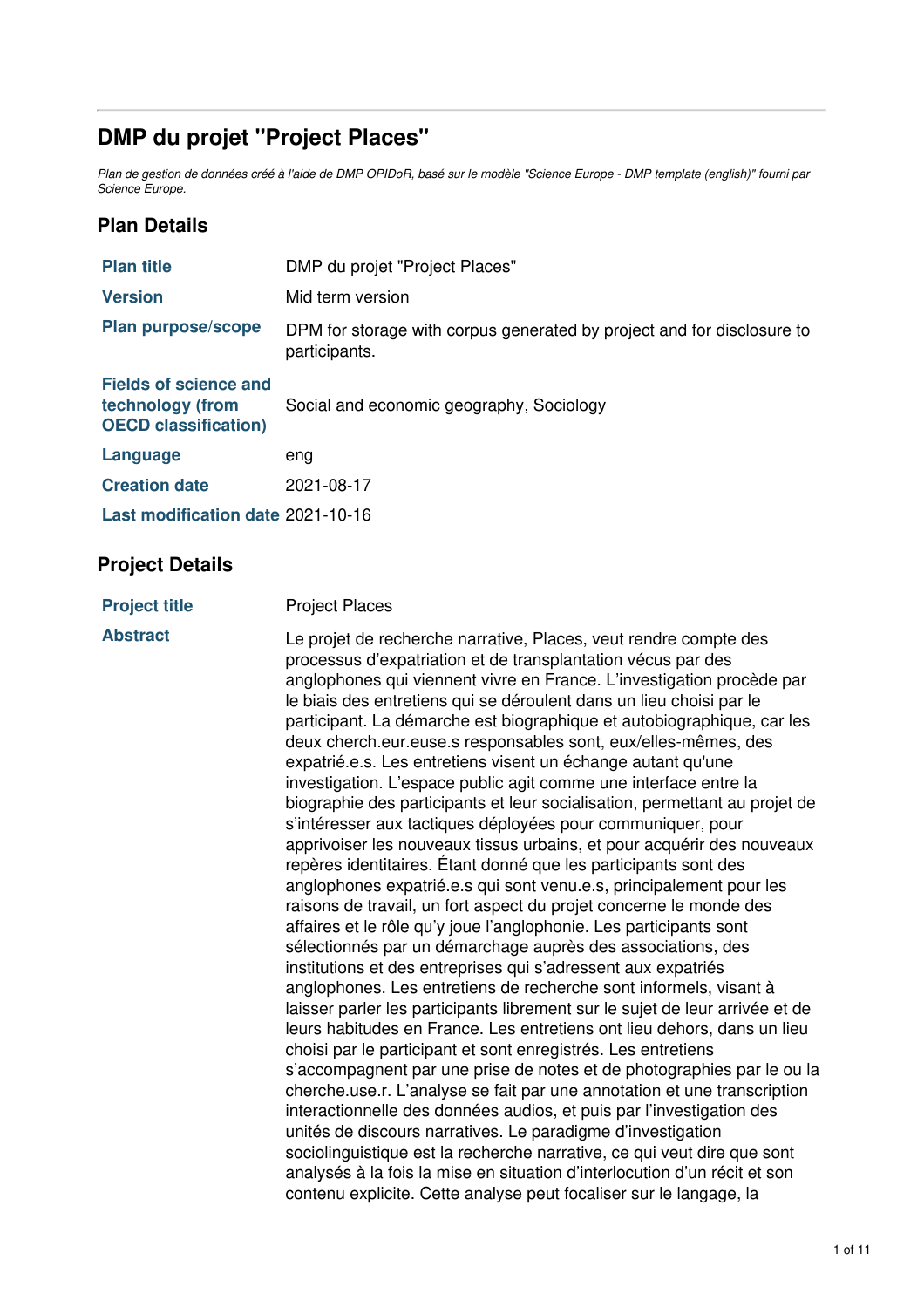# DMP du projet "Project Places"

*Plan de gestion de données créé à l'aide de DMP OPIDoR, basé sur le modèle "Science Europe - DMP template (english)" fourni par Science Europe.*

## Plan Details

| | |
|---|---|
| **Plan title** | DMP du projet "Project Places" |
| **Version** | Mid term version |
| **Plan purpose/scope** | DPM for storage with corpus generated by project and for disclosure to participants. |
| **Fields of science and technology (from OECD classification)** | Social and economic geography, Sociology |
| **Language** | eng |
| **Creation date** | 2021-08-17 |
| **Last modification date** | 2021-10-16 |

## Project Details

| | |
|---|---|
| **Project title** | Project Places |
| **Abstract** | Le projet de recherche narrative, Places, veut rendre compte des processus d'expatriation et de transplantation vécus par des anglophones qui viennent vivre en France. L'investigation procède par le biais des entretiens qui se déroulent dans un lieu choisi par le participant. La démarche est biographique et autobiographique, car les deux cherch.eur.euse.s responsables sont, eux/elles-mêmes, des expatrié.e.s. Les entretiens visent un échange autant qu'une investigation. L'espace public agit comme une interface entre la biographie des participants et leur socialisation, permettant au projet de s'intéresser aux tactiques déployées pour communiquer, pour apprivoiser les nouveaux tissus urbains, et pour acquérir des nouveaux repères identitaires. Étant donné que les participants sont des anglophones expatrié.e.s qui sont venu.e.s, principalement pour les raisons de travail, un fort aspect du projet concerne le monde des affaires et le rôle qu'y joue l'anglophonie. Les participants sont sélectionnés par un démarchage auprès des associations, des institutions et des entreprises qui s'adressent aux expatriés anglophones. Les entretiens de recherche sont informels, visant à laisser parler les participants librement sur le sujet de leur arrivée et de leurs habitudes en France. Les entretiens ont lieu dehors, dans un lieu choisi par le participant et sont enregistrés. Les entretiens s'accompagnent par une prise de notes et de photographies par le ou la cherche.use.r. L'analyse se fait par une annotation et une transcription interactionnelle des données audios, et puis par l'investigation des unités de discours narratives. Le paradigme d'investigation sociolinguistique est la recherche narrative, ce qui veut dire que sont analysés à la fois la mise en situation d'interlocution d'un récit et son contenu explicite. Cette analyse peut focaliser sur le langage, la |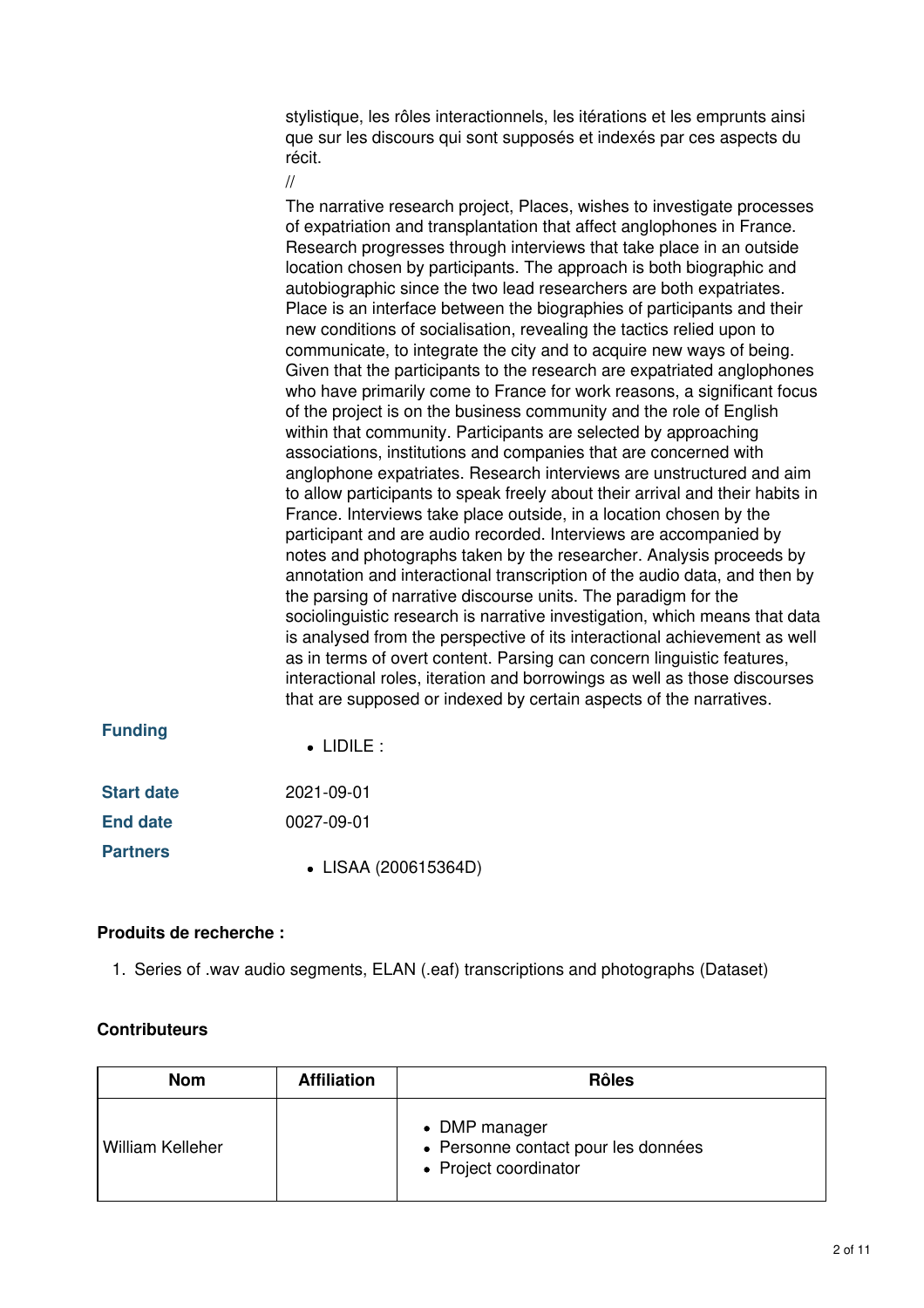stylistique, les rôles interactionnels, les itérations et les emprunts ainsi que sur les discours qui sont supposés et indexés par ces aspects du récit.

//

The narrative research project, Places, wishes to investigate processes of expatriation and transplantation that affect anglophones in France. Research progresses through interviews that take place in an outside location chosen by participants. The approach is both biographic and autobiographic since the two lead researchers are both expatriates. Place is an interface between the biographies of participants and their new conditions of socialisation, revealing the tactics relied upon to communicate, to integrate the city and to acquire new ways of being. Given that the participants to the research are expatriated anglophones who have primarily come to France for work reasons, a significant focus of the project is on the business community and the role of English within that community. Participants are selected by approaching associations, institutions and companies that are concerned with anglophone expatriates. Research interviews are unstructured and aim to allow participants to speak freely about their arrival and their habits in France. Interviews take place outside, in a location chosen by the participant and are audio recorded. Interviews are accompanied by notes and photographs taken by the researcher. Analysis proceeds by annotation and interactional transcription of the audio data, and then by the parsing of narrative discourse units. The paradigm for the sociolinguistic research is narrative investigation, which means that data is analysed from the perspective of its interactional achievement as well as in terms of overt content. Parsing can concern linguistic features, interactional roles, iteration and borrowings as well as those discourses that are supposed or indexed by certain aspects of the narratives.

**Funding**
- LIDILE :

**Start date** 2021-09-01

**End date** 0027-09-01

**Partners**
- LISAA (200615364D)

**Produits de recherche :**

1. Series of .wav audio segments, ELAN (.eaf) transcriptions and photographs (Dataset)

**Contributeurs**

| Nom | Affiliation | Rôles |
|---|---|---|
| William Kelleher | | • DMP manager<br>• Personne contact pour les données<br>• Project coordinator |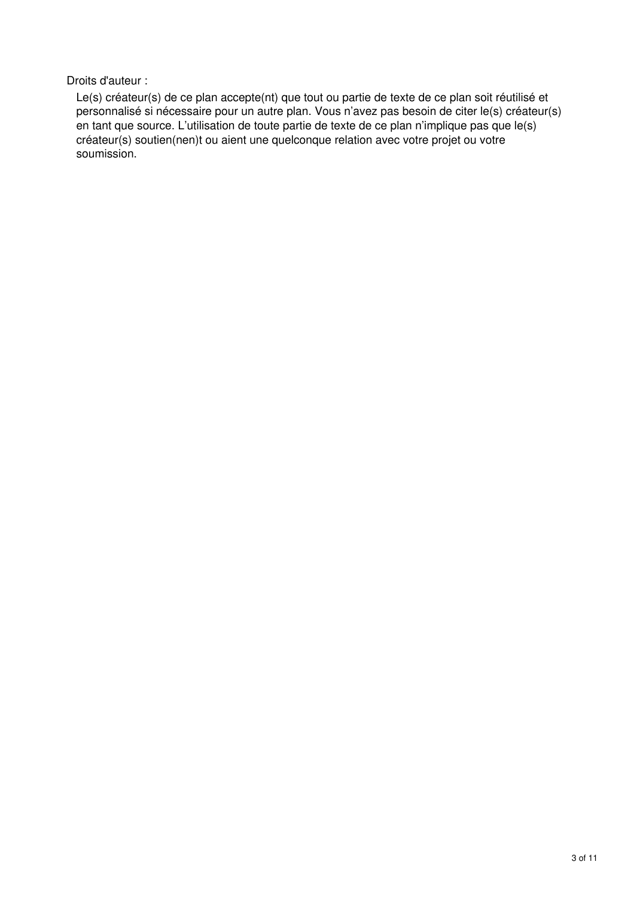Droits d'auteur :

Le(s) créateur(s) de ce plan accepte(nt) que tout ou partie de texte de ce plan soit réutilisé et personnalisé si nécessaire pour un autre plan. Vous n'avez pas besoin de citer le(s) créateur(s) en tant que source. L'utilisation de toute partie de texte de ce plan n'implique pas que le(s) créateur(s) soutien(nen)t ou aient une quelconque relation avec votre projet ou votre soumission.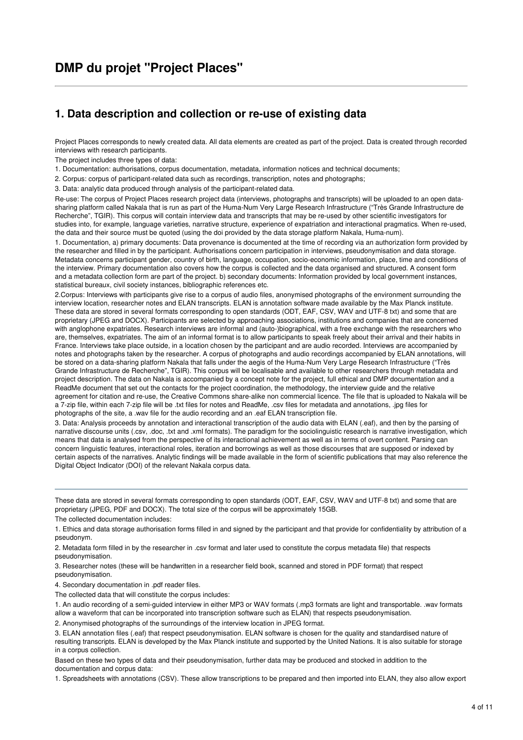# DMP du projet "Project Places"

## 1. Data description and collection or re-use of existing data

Project Places corresponds to newly created data. All data elements are created as part of the project. Data is created through recorded interviews with research participants.

The project includes three types of data:

1. Documentation: authorisations, corpus documentation, metadata, information notices and technical documents;
2. Corpus: corpus of participant-related data such as recordings, transcription, notes and photographs;
3. Data: analytic data produced through analysis of the participant-related data.

Re-use: The corpus of Project Places research project data (interviews, photographs and transcripts) will be uploaded to an open data-sharing platform called Nakala that is run as part of the Huma-Num Very Large Research Infrastructure ("Très Grande Infrastructure de Recherche", TGIR). This corpus will contain interview data and transcripts that may be re-used by other scientific investigators for studies into, for example, language varieties, narrative structure, experience of expatriation and interactional pragmatics. When re-used, the data and their source must be quoted (using the doi provided by the data storage platform Nakala, Huma-num).

1. Documentation, a) primary documents: Data provenance is documented at the time of recording via an authorization form provided by the researcher and filled in by the participant. Authorisations concern participation in interviews, pseudonymisation and data storage. Metadata concerns participant gender, country of birth, language, occupation, socio-economic information, place, time and conditions of the interview. Primary documentation also covers how the corpus is collected and the data organised and structured. A consent form and a metadata collection form are part of the project. b) secondary documents: Information provided by local government instances, statistical bureaux, civil society instances, bibliographic references etc.

2.Corpus: Interviews with participants give rise to a corpus of audio files, anonymised photographs of the environment surrounding the interview location, researcher notes and ELAN transcripts. ELAN is annotation software made available by the Max Planck institute. These data are stored in several formats corresponding to open standards (ODT, EAF, CSV, WAV and UTF-8 txt) and some that are proprietary (JPEG and DOCX). Participants are selected by approaching associations, institutions and companies that are concerned with anglophone expatriates. Research interviews are informal and (auto-)biographical, with a free exchange with the researchers who are, themselves, expatriates. The aim of an informal format is to allow participants to speak freely about their arrival and their habits in France. Interviews take place outside, in a location chosen by the participant and are audio recorded. Interviews are accompanied by notes and photographs taken by the researcher. A corpus of photographs and audio recordings accompanied by ELAN annotations, will be stored on a data-sharing platform Nakala that falls under the aegis of the Huma-Num Very Large Research Infrastructure ("Très Grande Infrastructure de Recherche", TGIR). This corpus will be localisable and available to other researchers through metadata and project description. The data on Nakala is accompanied by a concept note for the project, full ethical and DMP documentation and a ReadMe document that set out the contacts for the project coordination, the methodology, the interview guide and the relative agreement for citation and re-use, the Creative Commons share-alike non commercial licence. The file that is uploaded to Nakala will be a 7-zip file, within each 7-zip file will be .txt files for notes and ReadMe, .csv files for metadata and annotations, .jpg files for photographs of the site, a .wav file for the audio recording and an .eaf ELAN transcription file.

3. Data: Analysis proceeds by annotation and interactional transcription of the audio data with ELAN (.eaf), and then by the parsing of narrative discourse units (.csv, .doc, .txt and .xml formats). The paradigm for the sociolinguistic research is narrative investigation, which means that data is analysed from the perspective of its interactional achievement as well as in terms of overt content. Parsing can concern linguistic features, interactional roles, iteration and borrowings as well as those discourses that are supposed or indexed by certain aspects of the narratives. Analytic findings will be made available in the form of scientific publications that may also reference the Digital Object Indicator (DOI) of the relevant Nakala corpus data.

---

These data are stored in several formats corresponding to open standards (ODT, EAF, CSV, WAV and UTF-8 txt) and some that are proprietary (JPEG, PDF and DOCX). The total size of the corpus will be approximately 15GB.

The collected documentation includes:

1. Ethics and data storage authorisation forms filled in and signed by the participant and that provide for confidentiality by attribution of a pseudonym.
2. Metadata form filled in by the researcher in .csv format and later used to constitute the corpus metadata file) that respects pseudonymisation.
3. Researcher notes (these will be handwritten in a researcher field book, scanned and stored in PDF format) that respect pseudonymisation.
4. Secondary documentation in .pdf reader files.

The collected data that will constitute the corpus includes:

1. An audio recording of a semi-guided interview in either MP3 or WAV formats (.mp3 formats are light and transportable. .wav formats allow a waveform that can be incorporated into transcription software such as ELAN) that respects pseudonymisation.
2. Anonymised photographs of the surroundings of the interview location in JPEG format.
3. ELAN annotation files (.eaf) that respect pseudonymisation. ELAN software is chosen for the quality and standardised nature of resulting transcripts. ELAN is developed by the Max Planck institute and supported by the United Nations. It is also suitable for storage in a corpus collection.

Based on these two types of data and their pseudonymisation, further data may be produced and stocked in addition to the documentation and corpus data:

1. Spreadsheets with annotations (CSV). These allow transcriptions to be prepared and then imported into ELAN, they also allow export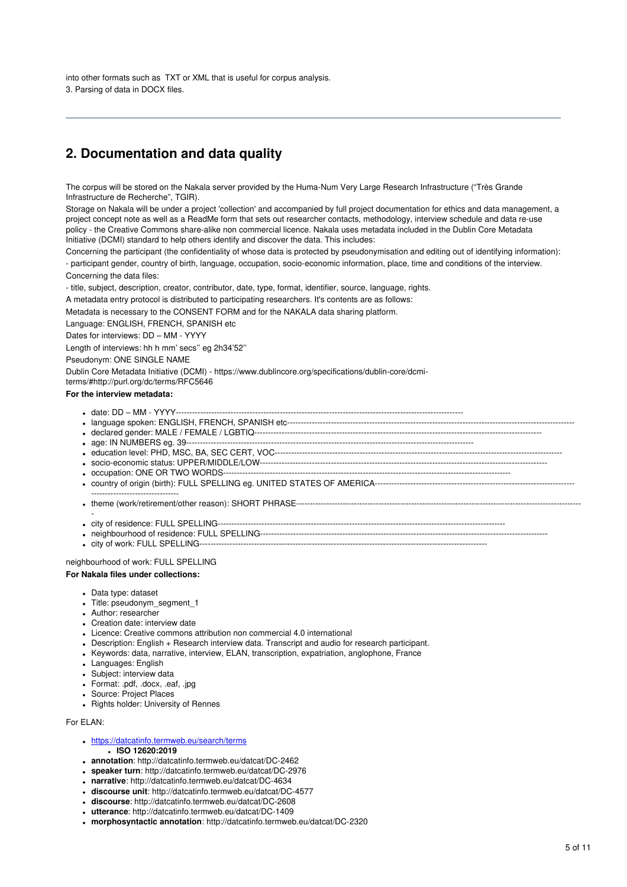into other formats such as TXT or XML that is useful for corpus analysis.
3. Parsing of data in DOCX files.

---

## 2. Documentation and data quality

The corpus will be stored on the Nakala server provided by the Huma-Num Very Large Research Infrastructure ("Très Grande Infrastructure de Recherche", TGIR).

Storage on Nakala will be under a project 'collection' and accompanied by full project documentation for ethics and data management, a project concept note as well as a ReadMe form that sets out researcher contacts, methodology, interview schedule and data re-use policy - the Creative Commons share-alike non commercial licence. Nakala uses metadata included in the Dublin Core Metadata Initiative (DCMI) standard to help others identify and discover the data. This includes:

Concerning the participant (the confidentiality of whose data is protected by pseudonymisation and editing out of identifying information):

- participant gender, country of birth, language, occupation, socio-economic information, place, time and conditions of the interview.

Concerning the data files:

- title, subject, description, creator, contributor, date, type, format, identifier, source, language, rights.

A metadata entry protocol is distributed to participating researchers. It's contents are as follows:

Metadata is necessary to the CONSENT FORM and for the NAKALA data sharing platform.

Language: ENGLISH, FRENCH, SPANISH etc

Dates for interviews: DD – MM - YYYY

Length of interviews: hh h mm' secs'' eg 2h34'52''

Pseudonym: ONE SINGLE NAME

Dublin Core Metadata Initiative (DCMI) - https://www.dublincore.org/specifications/dublin-core/dcmi-terms/#http://purl.org/dc/terms/RFC5646

**For the interview metadata:**

- date: DD – MM - YYYY------------------------------------------------------------------------------------------------
- language spoken: ENGLISH, FRENCH, SPANISH etc--------------------------------------------------------------------------------------------------
- declared gender: MALE / FEMALE / LGBTIQ---------------------------------------------------------------------------------------------
- age: IN NUMBERS eg. 39------------------------------------------------------------------------------------------------
- education level: PHD, MSC, BA, SEC CERT, VOC------------------------------------------------------------------------------------------------
- socio-economic status: UPPER/MIDDLE/LOW------------------------------------------------------------------------------------------------
- occupation: ONE OR TWO WORDS------------------------------------------------------------------------------------------------
- country of origin (birth): FULL SPELLING eg. UNITED STATES OF AMERICA--------------------------------------------------------------------------------------------------
- theme (work/retirement/other reason): SHORT PHRASE-------------------------------------------------------------------------------------------------
- city of residence: FULL SPELLING------------------------------------------------------------------------------------------------
- neighbourhood of residence: FULL SPELLING------------------------------------------------------------------------------------------------
- city of work: FULL SPELLING------------------------------------------------------------------------------------------------

neighbourhood of work: FULL SPELLING

**For Nakala files under collections:**

- Data type: dataset
- Title: pseudonym_segment_1
- Author: researcher
- Creation date: interview date
- Licence: Creative commons attribution non commercial 4.0 international
- Description: English + Research interview data. Transcript and audio for research participant.
- Keywords: data, narrative, interview, ELAN, transcription, expatriation, anglophone, France
- Languages: English
- Subject: interview data
- Format: .pdf, .docx, .eaf, .jpg
- Source: Project Places
- Rights holder: University of Rennes

For ELAN:

- https://datcatinfo.termweb.eu/search/terms
  - **ISO 12620:2019**
- **annotation**: http://datcatinfo.termweb.eu/datcat/DC-2462
- **speaker turn**: http://datcatinfo.termweb.eu/datcat/DC-2976
- **narrative**: http://datcatinfo.termweb.eu/datcat/DC-4634
- **discourse unit**: http://datcatinfo.termweb.eu/datcat/DC-4577
- **discourse**: http://datcatinfo.termweb.eu/datcat/DC-2608
- **utterance**: http://datcatinfo.termweb.eu/datcat/DC-1409
- **morphosyntactic annotation**: http://datcatinfo.termweb.eu/datcat/DC-2320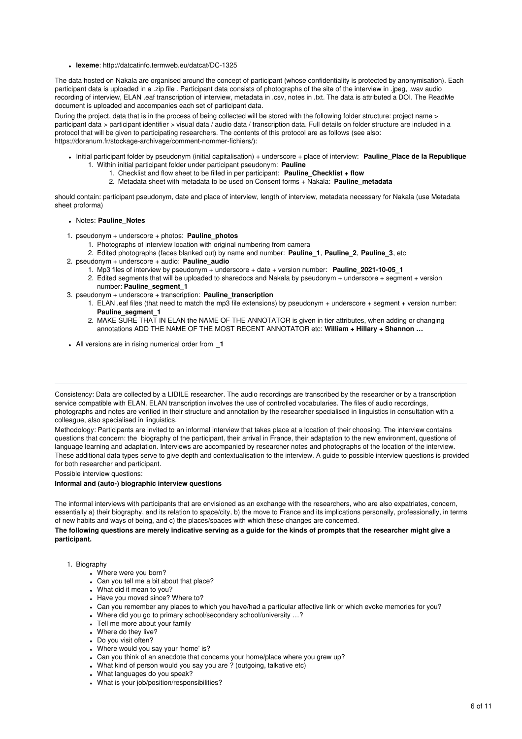- **lexeme**: http://datcatinfo.termweb.eu/datcat/DC-1325

The data hosted on Nakala are organised around the concept of participant (whose confidentiality is protected by anonymisation). Each participant data is uploaded in a .zip file . Participant data consists of photographs of the site of the interview in .jpeg, .wav audio recording of interview, ELAN .eaf transcription of interview, metadata in .csv, notes in .txt. The data is attributed a DOI. The ReadMe document is uploaded and accompanies each set of participant data.

During the project, data that is in the process of being collected will be stored with the following folder structure: project name > participant data > participant identifier > visual data / audio data / transcription data. Full details on folder structure are included in a protocol that will be given to participating researchers. The contents of this protocol are as follows (see also: https://doranum.fr/stockage-archivage/comment-nommer-fichiers/):

- Initial participant folder by pseudonym (initial capitalisation) + underscore + place of interview: **Pauline_Place de la Republique**
    1. Within initial participant folder under participant pseudonym: **Pauline**
        1. Checklist and flow sheet to be filled in per participant: **Pauline_Checklist + flow**
        2. Metadata sheet with metadata to be used on Consent forms + Nakala: **Pauline_metadata**

should contain: participant pseudonym, date and place of interview, length of interview, metadata necessary for Nakala (use Metadata sheet proforma)

- Notes: **Pauline_Notes**

1. pseudonym + underscore + photos: **Pauline_photos**
    1. Photographs of interview location with original numbering from camera
    2. Edited photographs (faces blanked out) by name and number: **Pauline_1**, **Pauline_2**, **Pauline_3**, etc
2. pseudonym + underscore + audio: **Pauline_audio**
    1. Mp3 files of interview by pseudonym + underscore + date + version number: **Pauline_2021-10-05_1**
    2. Edited segments that will be uploaded to sharedocs and Nakala by pseudonym + underscore + segment + version number: **Pauline_segment_1**
3. pseudonym + underscore + transcription: **Pauline_transcription**
    1. ELAN .eaf files (that need to match the mp3 file extensions) by pseudonym + underscore + segment + version number: **Pauline_segment_1**
    2. MAKE SURE THAT IN ELAN the NAME OF THE ANNOTATOR is given in tier attributes, when adding or changing annotations ADD THE NAME OF THE MOST RECENT ANNOTATOR etc: **William + Hillary + Shannon …**

- All versions are in rising numerical order from **_1**

---

Consistency: Data are collected by a LIDILE researcher. The audio recordings are transcribed by the researcher or by a transcription service compatible with ELAN. ELAN transcription involves the use of controlled vocabularies. The files of audio recordings, photographs and notes are verified in their structure and annotation by the researcher specialised in linguistics in consultation with a colleague, also specialised in linguistics.

Methodology: Participants are invited to an informal interview that takes place at a location of their choosing. The interview contains questions that concern: the biography of the participant, their arrival in France, their adaptation to the new environment, questions of language learning and adaptation. Interviews are accompanied by researcher notes and photographs of the location of the interview. These additional data types serve to give depth and contextualisation to the interview. A guide to possible interview questions is provided for both researcher and participant.

Possible interview questions:

**Informal and (auto-) biographic interview questions**

The informal interviews with participants that are envisioned as an exchange with the researchers, who are also expatriates, concern, essentially a) their biography, and its relation to space/city, b) the move to France and its implications personally, professionally, in terms of new habits and ways of being, and c) the places/spaces with which these changes are concerned.

**The following questions are merely indicative serving as a guide for the kinds of prompts that the researcher might give a participant.**

1. Biography
    - Where were you born?
    - Can you tell me a bit about that place?
    - What did it mean to you?
    - Have you moved since? Where to?
    - Can you remember any places to which you have/had a particular affective link or which evoke memories for you?
    - Where did you go to primary school/secondary school/university …?
    - Tell me more about your family
    - Where do they live?
    - Do you visit often?
    - Where would you say your 'home' is?
    - Can you think of an anecdote that concerns your home/place where you grew up?
    - What kind of person would you say you are ? (outgoing, talkative etc)
    - What languages do you speak?
    - What is your job/position/responsibilities?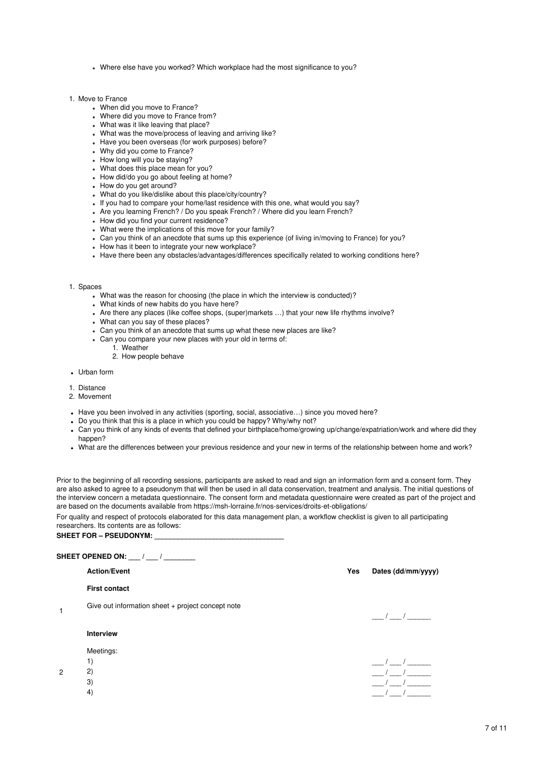- Where else have you worked? Which workplace had the most significance to you?

1. Move to France
    - When did you move to France?
    - Where did you move to France from?
    - What was it like leaving that place?
    - What was the move/process of leaving and arriving like?
    - Have you been overseas (for work purposes) before?
    - Why did you come to France?
    - How long will you be staying?
    - What does this place mean for you?
    - How did/do you go about feeling at home?
    - How do you get around?
    - What do you like/dislike about this place/city/country?
    - If you had to compare your home/last residence with this one, what would you say?
    - Are you learning French? / Do you speak French? / Where did you learn French?
    - How did you find your current residence?
    - What were the implications of this move for your family?
    - Can you think of an anecdote that sums up this experience (of living in/moving to France) for you?
    - How has it been to integrate your new workplace?
    - Have there been any obstacles/advantages/differences specifically related to working conditions here?

1. Spaces
    - What was the reason for choosing (the place in which the interview is conducted)?
    - What kinds of new habits do you have here?
    - Are there any places (like coffee shops, (super)markets …) that your new life rhythms involve?
    - What can you say of these places?
    - Can you think of an anecdote that sums up what these new places are like?
    - Can you compare your new places with your old in terms of:
        1. Weather
        2. How people behave

- Urban form

1. Distance
2. Movement

- Have you been involved in any activities (sporting, social, associative…) since you moved here?
- Do you think that this is a place in which you could be happy? Why/why not?
- Can you think of any kinds of events that defined your birthplace/home/growing up/change/expatriation/work and where did they happen?
- What are the differences between your previous residence and your new in terms of the relationship between home and work?

Prior to the beginning of all recording sessions, participants are asked to read and sign an information form and a consent form. They are also asked to agree to a pseudonym that will then be used in all data conservation, treatment and analysis. The initial questions of the interview concern a metadata questionnaire. The consent form and metadata questionnaire were created as part of the project and are based on the documents available from https://msh-lorraine.fr/nos-services/droits-et-obligations/

For quality and respect of protocols elaborated for this data management plan, a workflow checklist is given to all participating researchers. Its contents are as follows:

**SHEET FOR – PSEUDONYM: \_\_\_\_\_\_\_\_\_\_\_\_\_\_\_\_\_\_\_\_\_\_\_\_\_\_\_\_\_\_\_\_**

**SHEET OPENED ON: \_\_\_ / \_\_\_ / \_\_\_\_\_\_\_\_**

| | Action/Event | Yes | Dates (dd/mm/yyyy) |
|---|---|---|---|
| | **First contact** | | |
| 1 | Give out information sheet + project concept note | | \_\_\_ / \_\_\_ / \_\_\_\_\_\_ |
| | **Interview** | | |
| 2 | Meetings:<br>1)<br>2)<br>3)<br>4) | | <br>\_\_\_ / \_\_\_ / \_\_\_\_\_\_<br>\_\_\_ / \_\_\_ / \_\_\_\_\_\_<br>\_\_\_ / \_\_\_ / \_\_\_\_\_\_<br>\_\_\_ / \_\_\_ / \_\_\_\_\_\_ |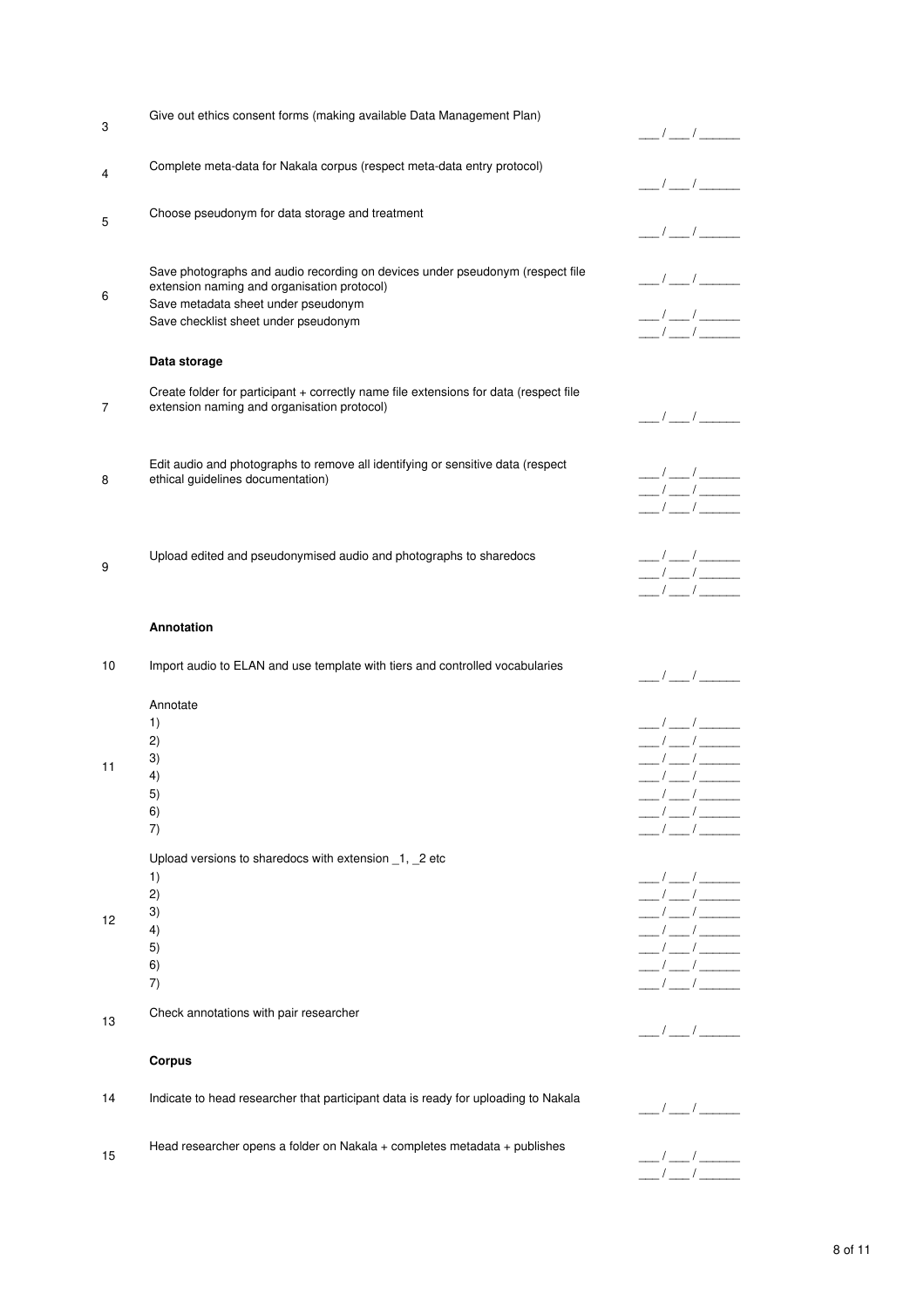| | | |
|---|---|---|
| 3 | Give out ethics consent forms (making available Data Management Plan) | ___ / ___ / ______ |
| 4 | Complete meta-data for Nakala corpus (respect meta-data entry protocol) | ___ / ___ / ______ |
| 5 | Choose pseudonym for data storage and treatment | ___ / ___ / ______ |
| 6 | Save photographs and audio recording on devices under pseudonym (respect file extension naming and organisation protocol) | ___ / ___ / ______ |
| | Save metadata sheet under pseudonym | ___ / ___ / ______ |
| | Save checklist sheet under pseudonym | ___ / ___ / ______ |
| | **Data storage** | |
| 7 | Create folder for participant + correctly name file extensions for data (respect file extension naming and organisation protocol) | ___ / ___ / ______ |
| 8 | Edit audio and photographs to remove all identifying or sensitive data (respect ethical guidelines documentation) | ___ / ___ / ______<br>___ / ___ / ______<br>___ / ___ / ______ |
| 9 | Upload edited and pseudonymised audio and photographs to sharedocs | ___ / ___ / ______<br>___ / ___ / ______<br>___ / ___ / ______ |
| | **Annotation** | |
| 10 | Import audio to ELAN and use template with tiers and controlled vocabularies | ___ / ___ / ______ |
| 11 | Annotate | |
| | 1) | ___ / ___ / ______ |
| | 2) | ___ / ___ / ______ |
| | 3) | ___ / ___ / ______ |
| | 4) | ___ / ___ / ______ |
| | 5) | ___ / ___ / ______ |
| | 6) | ___ / ___ / ______ |
| | 7) | ___ / ___ / ______ |
| 12 | Upload versions to sharedocs with extension _1, _2 etc | |
| | 1) | ___ / ___ / ______ |
| | 2) | ___ / ___ / ______ |
| | 3) | ___ / ___ / ______ |
| | 4) | ___ / ___ / ______ |
| | 5) | ___ / ___ / ______ |
| | 6) | ___ / ___ / ______ |
| | 7) | ___ / ___ / ______ |
| 13 | Check annotations with pair researcher | ___ / ___ / ______ |
| | **Corpus** | |
| 14 | Indicate to head researcher that participant data is ready for uploading to Nakala | ___ / ___ / ______ |
| 15 | Head researcher opens a folder on Nakala + completes metadata + publishes | ___ / ___ / ______<br>___ / ___ / ______ |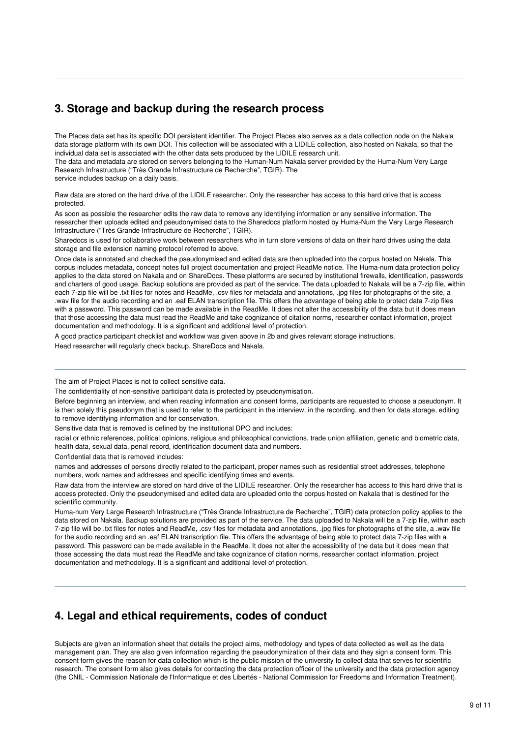## 3. Storage and backup during the research process

The Places data set has its specific DOI persistent identifier. The Project Places also serves as a data collection node on the Nakala data storage platform with its own DOI. This collection will be associated with a LIDILE collection, also hosted on Nakala, so that the individual data set is associated with the other data sets produced by the LIDILE research unit.
The data and metadata are stored on servers belonging to the Human-Num Nakala server provided by the Huma-Num Very Large Research Infrastructure ("Très Grande Infrastructure de Recherche", TGIR). The service includes backup on a daily basis.

Raw data are stored on the hard drive of the LIDILE researcher. Only the researcher has access to this hard drive that is access protected.

As soon as possible the researcher edits the raw data to remove any identifying information or any sensitive information. The researcher then uploads edited and pseudonymised data to the Sharedocs platform hosted by Huma-Num the Very Large Research Infrastructure ("Très Grande Infrastructure de Recherche", TGIR).

Sharedocs is used for collaborative work between researchers who in turn store versions of data on their hard drives using the data storage and file extension naming protocol referred to above.

Once data is annotated and checked the pseudonymised and edited data are then uploaded into the corpus hosted on Nakala. This corpus includes metadata, concept notes full project documentation and project ReadMe notice. The Huma-num data protection policy applies to the data stored on Nakala and on ShareDocs. These platforms are secured by institutional firewalls, identification, passwords and charters of good usage. Backup solutions are provided as part of the service. The data uploaded to Nakala will be a 7-zip file, within each 7-zip file will be .txt files for notes and ReadMe, .csv files for metadata and annotations, .jpg files for photographs of the site, a .wav file for the audio recording and an .eaf ELAN transcription file. This offers the advantage of being able to protect data 7-zip files with a password. This password can be made available in the ReadMe. It does not alter the accessibility of the data but it does mean that those accessing the data must read the ReadMe and take cognizance of citation norms, researcher contact information, project documentation and methodology. It is a significant and additional level of protection.

A good practice participant checklist and workflow was given above in 2b and gives relevant storage instructions.

Head researcher will regularly check backup, ShareDocs and Nakala.

---

The aim of Project Places is not to collect sensitive data.

The confidentiality of non-sensitive participant data is protected by pseudonymisation.

Before beginning an interview, and when reading information and consent forms, participants are requested to choose a pseudonym. It is then solely this pseudonym that is used to refer to the participant in the interview, in the recording, and then for data storage, editing to remove identifying information and for conservation.

Sensitive data that is removed is defined by the institutional DPO and includes:

racial or ethnic references, political opinions, religious and philosophical convictions, trade union affiliation, genetic and biometric data, health data, sexual data, penal record, identification document data and numbers.

Confidential data that is removed includes:

names and addresses of persons directly related to the participant, proper names such as residential street addresses, telephone numbers, work names and addresses and specific identifying times and events.

Raw data from the interview are stored on hard drive of the LIDILE researcher. Only the researcher has access to this hard drive that is access protected. Only the pseudonymised and edited data are uploaded onto the corpus hosted on Nakala that is destined for the scientific community.

Huma-num Very Large Research Infrastructure ("Très Grande Infrastructure de Recherche", TGIR) data protection policy applies to the data stored on Nakala. Backup solutions are provided as part of the service. The data uploaded to Nakala will be a 7-zip file, within each 7-zip file will be .txt files for notes and ReadMe, .csv files for metadata and annotations, .jpg files for photographs of the site, a .wav file for the audio recording and an .eaf ELAN transcription file. This offers the advantage of being able to protect data 7-zip files with a password. This password can be made available in the ReadMe. It does not alter the accessibility of the data but it does mean that those accessing the data must read the ReadMe and take cognizance of citation norms, researcher contact information, project documentation and methodology. It is a significant and additional level of protection.

---

## 4. Legal and ethical requirements, codes of conduct

Subjects are given an information sheet that details the project aims, methodology and types of data collected as well as the data management plan. They are also given information regarding the pseudonymization of their data and they sign a consent form. This consent form gives the reason for data collection which is the public mission of the university to collect data that serves for scientific research. The consent form also gives details for contacting the data protection officer of the university and the data protection agency (the CNIL - Commission Nationale de l'Informatique et des Libertés - National Commission for Freedoms and Information Treatment).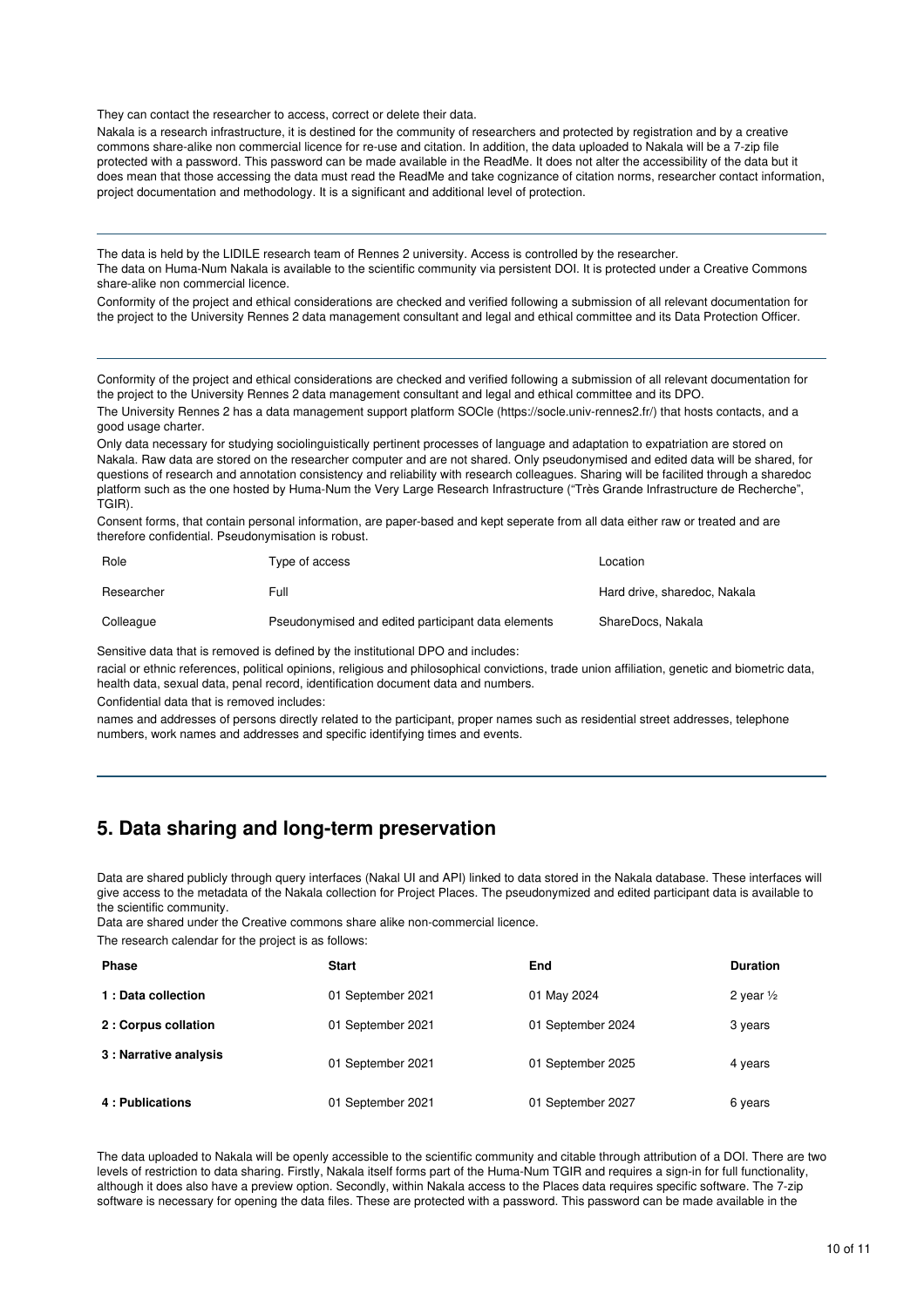They can contact the researcher to access, correct or delete their data.

Nakala is a research infrastructure, it is destined for the community of researchers and protected by registration and by a creative commons share-alike non commercial licence for re-use and citation. In addition, the data uploaded to Nakala will be a 7-zip file protected with a password. This password can be made available in the ReadMe. It does not alter the accessibility of the data but it does mean that those accessing the data must read the ReadMe and take cognizance of citation norms, researcher contact information, project documentation and methodology. It is a significant and additional level of protection.

---

The data is held by the LIDILE research team of Rennes 2 university. Access is controlled by the researcher.
The data on Huma-Num Nakala is available to the scientific community via persistent DOI. It is protected under a Creative Commons share-alike non commercial licence.

Conformity of the project and ethical considerations are checked and verified following a submission of all relevant documentation for the project to the University Rennes 2 data management consultant and legal and ethical committee and its Data Protection Officer.

---

Conformity of the project and ethical considerations are checked and verified following a submission of all relevant documentation for the project to the University Rennes 2 data management consultant and legal and ethical committee and its DPO.

The University Rennes 2 has a data management support platform SOCle (https://socle.univ-rennes2.fr/) that hosts contacts, and a good usage charter.

Only data necessary for studying sociolinguistically pertinent processes of language and adaptation to expatriation are stored on Nakala. Raw data are stored on the researcher computer and are not shared. Only pseudonymised and edited data will be shared, for questions of research and annotation consistency and reliability with research colleagues. Sharing will be facilited through a sharedoc platform such as the one hosted by Huma-Num the Very Large Research Infrastructure ("Très Grande Infrastructure de Recherche", TGIR).

Consent forms, that contain personal information, are paper-based and kept seperate from all data either raw or treated and are therefore confidential. Pseudonymisation is robust.

| Role | Type of access | Location |
|---|---|---|
| Researcher | Full | Hard drive, sharedoc, Nakala |
| Colleague | Pseudonymised and edited participant data elements | ShareDocs, Nakala |

Sensitive data that is removed is defined by the institutional DPO and includes:

racial or ethnic references, political opinions, religious and philosophical convictions, trade union affiliation, genetic and biometric data, health data, sexual data, penal record, identification document data and numbers.

Confidential data that is removed includes:

names and addresses of persons directly related to the participant, proper names such as residential street addresses, telephone numbers, work names and addresses and specific identifying times and events.

---

## 5. Data sharing and long-term preservation

Data are shared publicly through query interfaces (Nakal UI and API) linked to data stored in the Nakala database. These interfaces will give access to the metadata of the Nakala collection for Project Places. The pseudonymized and edited participant data is available to the scientific community.
Data are shared under the Creative commons share alike non-commercial licence.

The research calendar for the project is as follows:

| Phase | Start | End | Duration |
|---|---|---|---|
| **1 : Data collection** | 01 September 2021 | 01 May 2024 | 2 year ½ |
| **2 : Corpus collation** | 01 September 2021 | 01 September 2024 | 3 years |
| **3 : Narrative analysis** | 01 September 2021 | 01 September 2025 | 4 years |
| **4 : Publications** | 01 September 2021 | 01 September 2027 | 6 years |

The data uploaded to Nakala will be openly accessible to the scientific community and citable through attribution of a DOI. There are two levels of restriction to data sharing. Firstly, Nakala itself forms part of the Huma-Num TGIR and requires a sign-in for full functionality, although it does also have a preview option. Secondly, within Nakala access to the Places data requires specific software. The 7-zip software is necessary for opening the data files. These are protected with a password. This password can be made available in the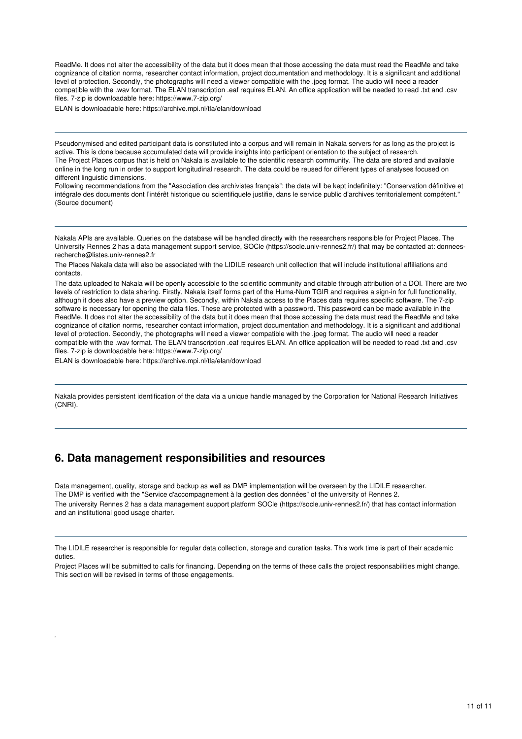ReadMe. It does not alter the accessibility of the data but it does mean that those accessing the data must read the ReadMe and take cognizance of citation norms, researcher contact information, project documentation and methodology. It is a significant and additional level of protection. Secondly, the photographs will need a viewer compatible with the .jpeg format. The audio will need a reader compatible with the .wav format. The ELAN transcription .eaf requires ELAN. An office application will be needed to read .txt and .csv files. 7-zip is downloadable here: https://www.7-zip.org/

ELAN is downloadable here: https://archive.mpi.nl/tla/elan/download

---

Pseudonymised and edited participant data is constituted into a corpus and will remain in Nakala servers for as long as the project is active. This is done because accumulated data will provide insights into participant orientation to the subject of research.
The Project Places corpus that is held on Nakala is available to the scientific research community. The data are stored and available online in the long run in order to support longitudinal research. The data could be reused for different types of analyses focused on different linguistic dimensions.
Following recommendations from the "Association des archivistes français": the data will be kept indefinitely: "Conservation définitive et intégrale des documents dont l'intérêt historique ou scientifiquele justifie, dans le service public d'archives territorialement compétent." (Source document)

---

Nakala APIs are available. Queries on the database will be handled directly with the researchers responsible for Project Places. The University Rennes 2 has a data management support service, SOCle (https://socle.univ-rennes2.fr/) that may be contacted at: donnees-recherche@listes.univ-rennes2.fr

The Places Nakala data will also be associated with the LIDILE research unit collection that will include institutional affiliations and contacts.

The data uploaded to Nakala will be openly accessible to the scientific community and citable through attribution of a DOI. There are two levels of restriction to data sharing. Firstly, Nakala itself forms part of the Huma-Num TGIR and requires a sign-in for full functionality, although it does also have a preview option. Secondly, within Nakala access to the Places data requires specific software. The 7-zip software is necessary for opening the data files. These are protected with a password. This password can be made available in the ReadMe. It does not alter the accessibility of the data but it does mean that those accessing the data must read the ReadMe and take cognizance of citation norms, researcher contact information, project documentation and methodology. It is a significant and additional level of protection. Secondly, the photographs will need a viewer compatible with the .jpeg format. The audio will need a reader compatible with the .wav format. The ELAN transcription .eaf requires ELAN. An office application will be needed to read .txt and .csv files. 7-zip is downloadable here: https://www.7-zip.org/

ELAN is downloadable here: https://archive.mpi.nl/tla/elan/download

---

Nakala provides persistent identification of the data via a unique handle managed by the Corporation for National Research Initiatives (CNRI).

---

## 6. Data management responsibilities and resources

Data management, quality, storage and backup as well as DMP implementation will be overseen by the LIDILE researcher.
The DMP is verified with the "Service d'accompagnement à la gestion des données" of the university of Rennes 2.
The university Rennes 2 has a data management support platform SOCle (https://socle.univ-rennes2.fr/) that has contact information and an institutional good usage charter.

---

The LIDILE researcher is responsible for regular data collection, storage and curation tasks. This work time is part of their academic duties.
Project Places will be submitted to calls for financing. Depending on the terms of these calls the project responsabilities might change. This section will be revised in terms of those engagements.